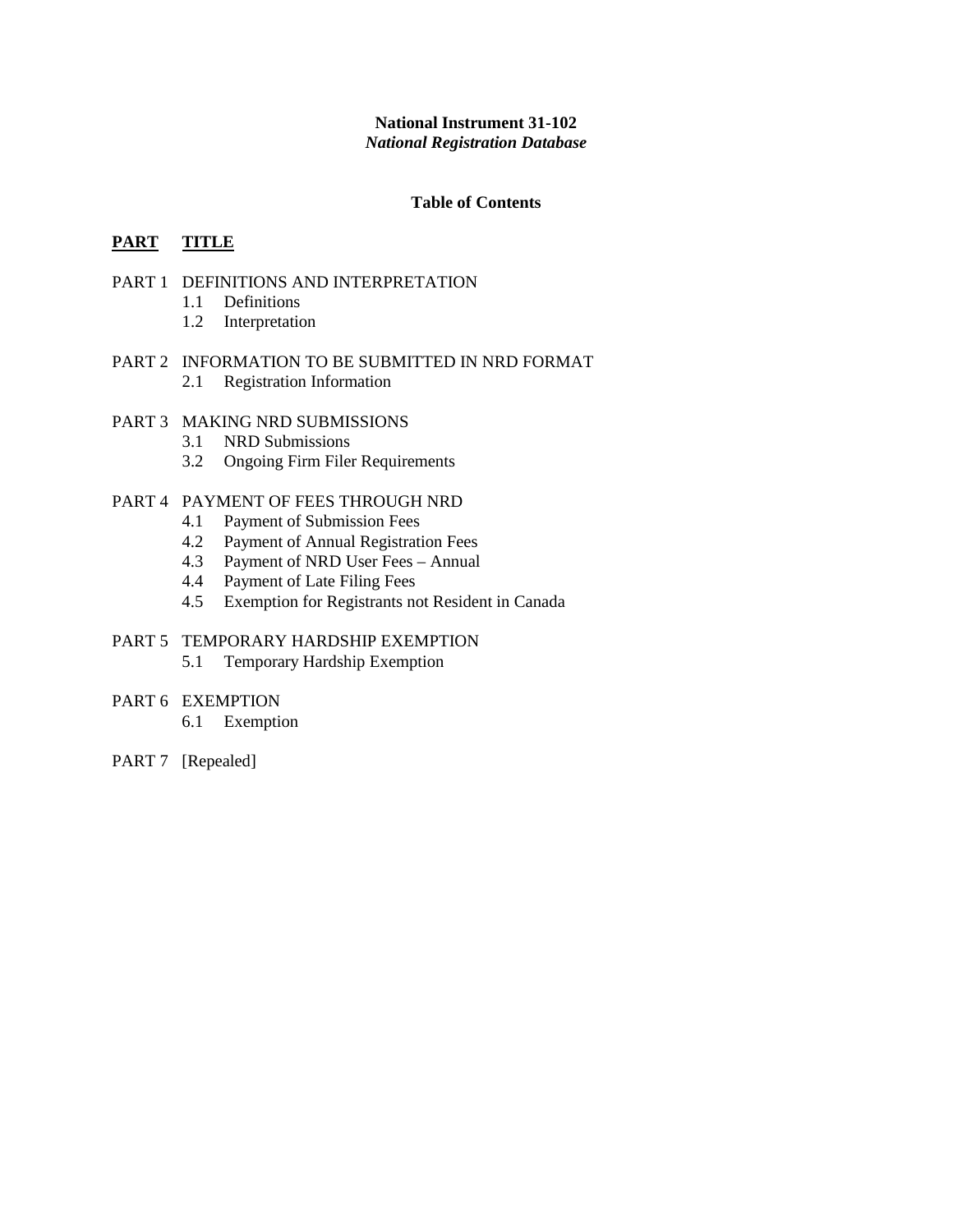**National Instrument 31-102**
***National Registration Database***

**Table of Contents**

**PART** **TITLE**

PART 1 DEFINITIONS AND INTERPRETATION
- 1.1 Definitions
- 1.2 Interpretation

PART 2 INFORMATION TO BE SUBMITTED IN NRD FORMAT
- 2.1 Registration Information

PART 3 MAKING NRD SUBMISSIONS
- 3.1 NRD Submissions
- 3.2 Ongoing Firm Filer Requirements

PART 4 PAYMENT OF FEES THROUGH NRD
- 4.1 Payment of Submission Fees
- 4.2 Payment of Annual Registration Fees
- 4.3 Payment of NRD User Fees – Annual
- 4.4 Payment of Late Filing Fees
- 4.5 Exemption for Registrants not Resident in Canada

PART 5 TEMPORARY HARDSHIP EXEMPTION
- 5.1 Temporary Hardship Exemption

PART 6 EXEMPTION
- 6.1 Exemption

PART 7 [Repealed]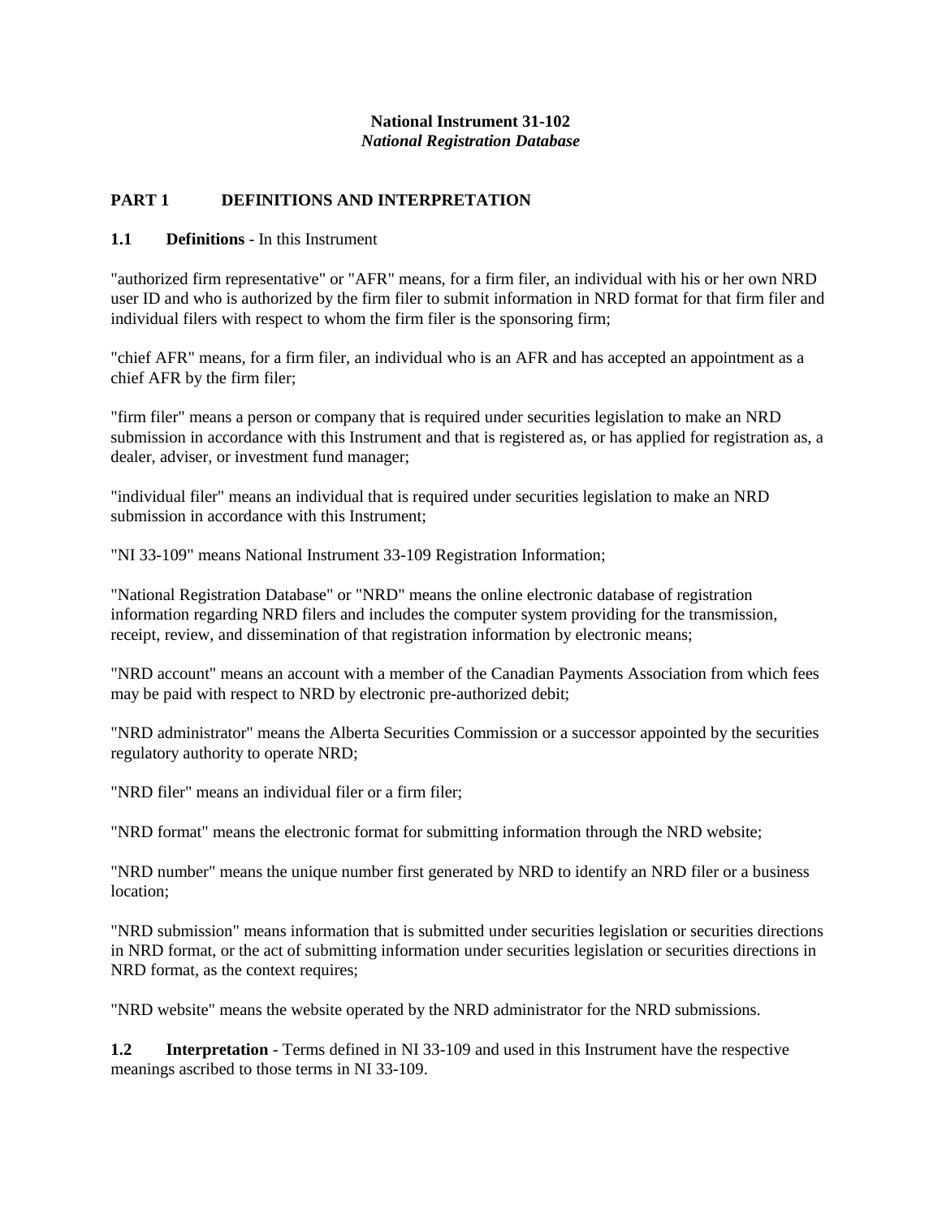**National Instrument 31-102**
***National Registration Database***

## PART 1 DEFINITIONS AND INTERPRETATION

**1.1 Definitions** - In this Instrument

"authorized firm representative" or "AFR" means, for a firm filer, an individual with his or her own NRD user ID and who is authorized by the firm filer to submit information in NRD format for that firm filer and individual filers with respect to whom the firm filer is the sponsoring firm;

"chief AFR" means, for a firm filer, an individual who is an AFR and has accepted an appointment as a chief AFR by the firm filer;

"firm filer" means a person or company that is required under securities legislation to make an NRD submission in accordance with this Instrument and that is registered as, or has applied for registration as, a dealer, adviser, or investment fund manager;

"individual filer" means an individual that is required under securities legislation to make an NRD submission in accordance with this Instrument;

"NI 33-109" means National Instrument 33-109 Registration Information;

"National Registration Database" or "NRD" means the online electronic database of registration information regarding NRD filers and includes the computer system providing for the transmission, receipt, review, and dissemination of that registration information by electronic means;

"NRD account" means an account with a member of the Canadian Payments Association from which fees may be paid with respect to NRD by electronic pre-authorized debit;

"NRD administrator" means the Alberta Securities Commission or a successor appointed by the securities regulatory authority to operate NRD;

"NRD filer" means an individual filer or a firm filer;

"NRD format" means the electronic format for submitting information through the NRD website;

"NRD number" means the unique number first generated by NRD to identify an NRD filer or a business location;

"NRD submission" means information that is submitted under securities legislation or securities directions in NRD format, or the act of submitting information under securities legislation or securities directions in NRD format, as the context requires;

"NRD website" means the website operated by the NRD administrator for the NRD submissions.

**1.2 Interpretation** - Terms defined in NI 33-109 and used in this Instrument have the respective meanings ascribed to those terms in NI 33-109.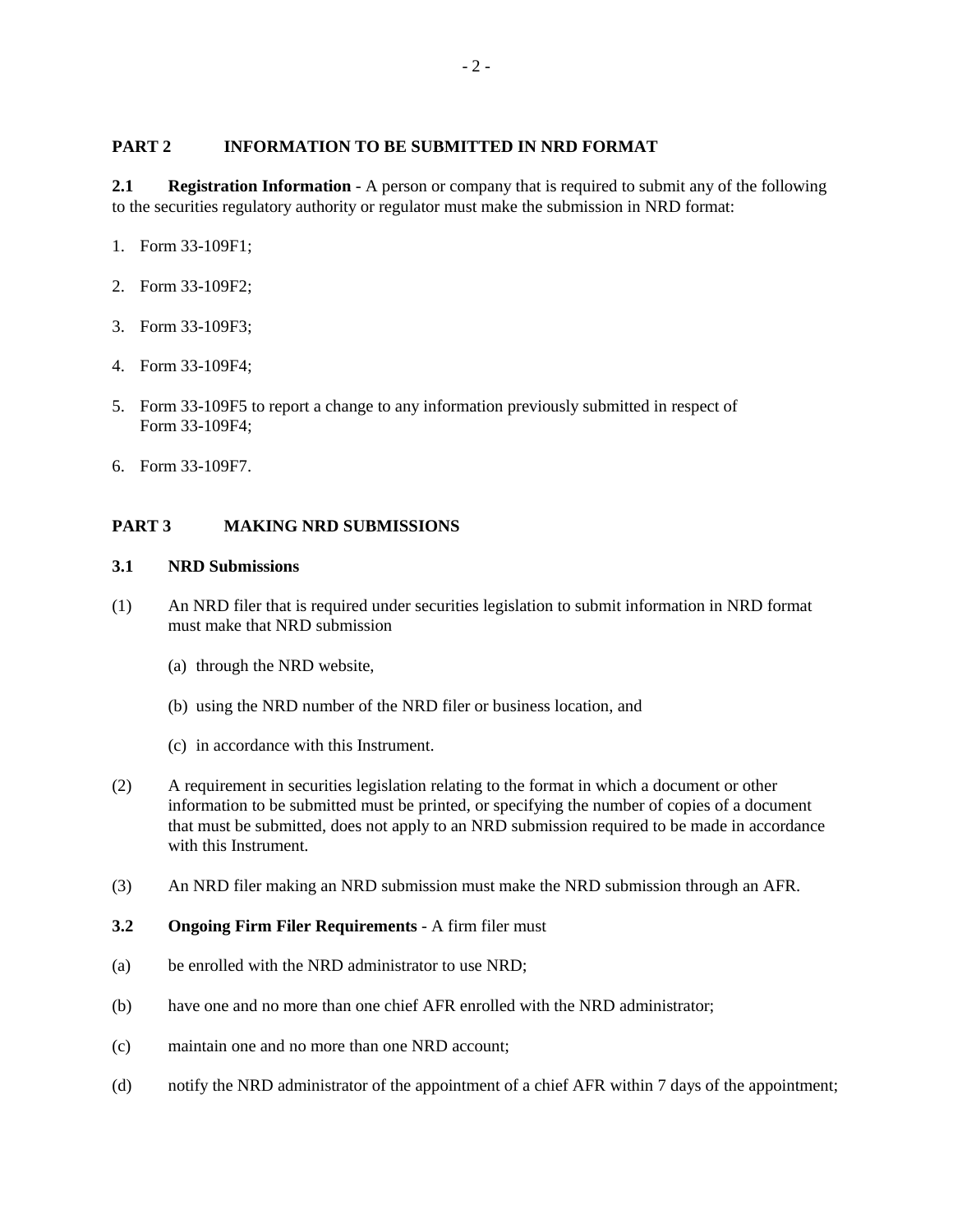## PART 2 INFORMATION TO BE SUBMITTED IN NRD FORMAT

**2.1 Registration Information** - A person or company that is required to submit any of the following to the securities regulatory authority or regulator must make the submission in NRD format:

1. Form 33-109F1;
2. Form 33-109F2;
3. Form 33-109F3;
4. Form 33-109F4;
5. Form 33-109F5 to report a change to any information previously submitted in respect of Form 33-109F4;
6. Form 33-109F7.

## PART 3 MAKING NRD SUBMISSIONS

### 3.1 NRD Submissions

(1) An NRD filer that is required under securities legislation to submit information in NRD format must make that NRD submission

 (a) through the NRD website,

 (b) using the NRD number of the NRD filer or business location, and

 (c) in accordance with this Instrument.

(2) A requirement in securities legislation relating to the format in which a document or other information to be submitted must be printed, or specifying the number of copies of a document that must be submitted, does not apply to an NRD submission required to be made in accordance with this Instrument.

(3) An NRD filer making an NRD submission must make the NRD submission through an AFR.

**3.2 Ongoing Firm Filer Requirements** - A firm filer must

(a) be enrolled with the NRD administrator to use NRD;

(b) have one and no more than one chief AFR enrolled with the NRD administrator;

(c) maintain one and no more than one NRD account;

(d) notify the NRD administrator of the appointment of a chief AFR within 7 days of the appointment;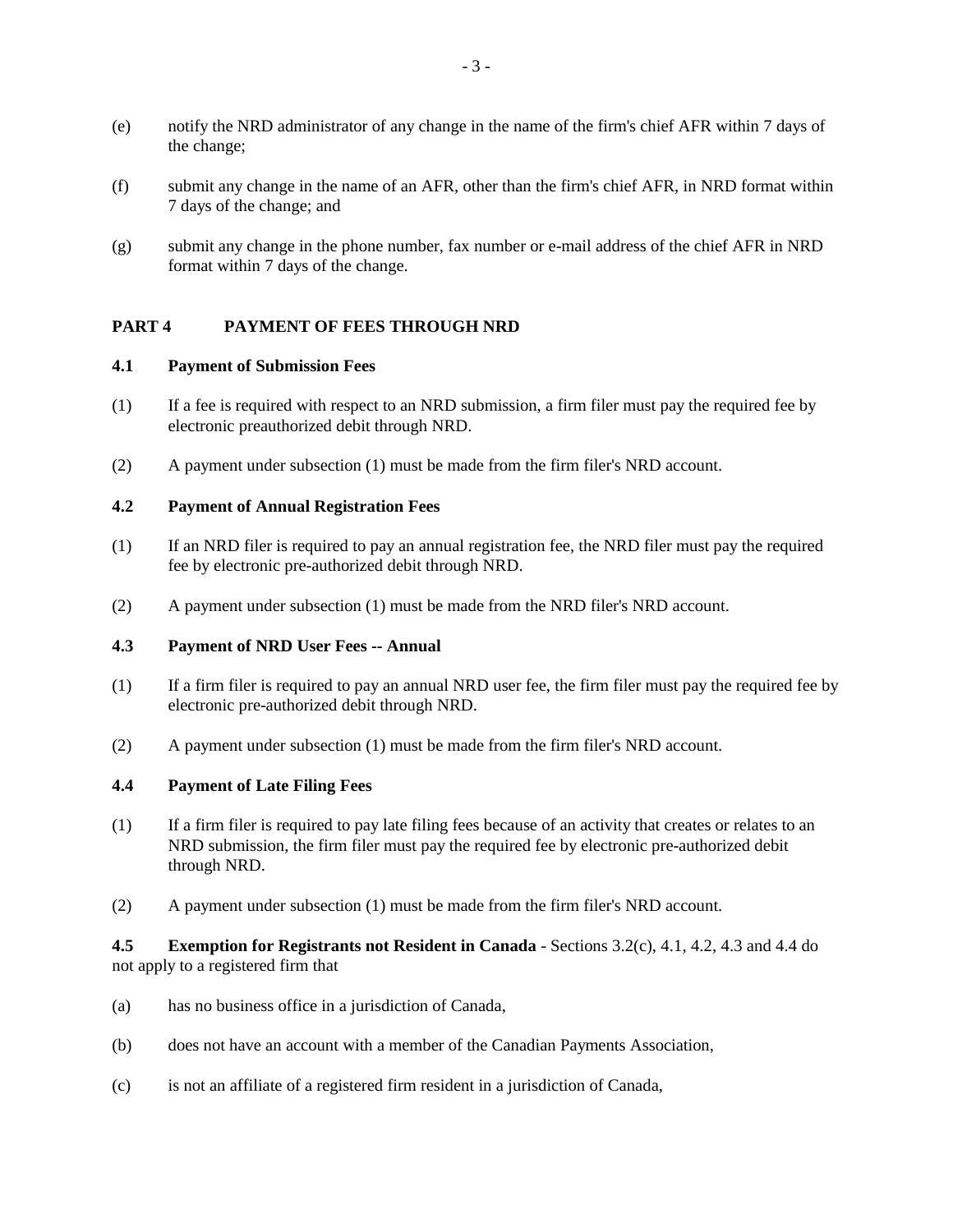(e) notify the NRD administrator of any change in the name of the firm's chief AFR within 7 days of the change;

(f) submit any change in the name of an AFR, other than the firm's chief AFR, in NRD format within 7 days of the change; and

(g) submit any change in the phone number, fax number or e-mail address of the chief AFR in NRD format within 7 days of the change.

## PART 4 PAYMENT OF FEES THROUGH NRD

### 4.1 Payment of Submission Fees

(1) If a fee is required with respect to an NRD submission, a firm filer must pay the required fee by electronic preauthorized debit through NRD.

(2) A payment under subsection (1) must be made from the firm filer's NRD account.

### 4.2 Payment of Annual Registration Fees

(1) If an NRD filer is required to pay an annual registration fee, the NRD filer must pay the required fee by electronic pre-authorized debit through NRD.

(2) A payment under subsection (1) must be made from the NRD filer's NRD account.

### 4.3 Payment of NRD User Fees -- Annual

(1) If a firm filer is required to pay an annual NRD user fee, the firm filer must pay the required fee by electronic pre-authorized debit through NRD.

(2) A payment under subsection (1) must be made from the firm filer's NRD account.

### 4.4 Payment of Late Filing Fees

(1) If a firm filer is required to pay late filing fees because of an activity that creates or relates to an NRD submission, the firm filer must pay the required fee by electronic pre-authorized debit through NRD.

(2) A payment under subsection (1) must be made from the firm filer's NRD account.

**4.5 Exemption for Registrants not Resident in Canada** - Sections 3.2(c), 4.1, 4.2, 4.3 and 4.4 do not apply to a registered firm that

(a) has no business office in a jurisdiction of Canada,

(b) does not have an account with a member of the Canadian Payments Association,

(c) is not an affiliate of a registered firm resident in a jurisdiction of Canada,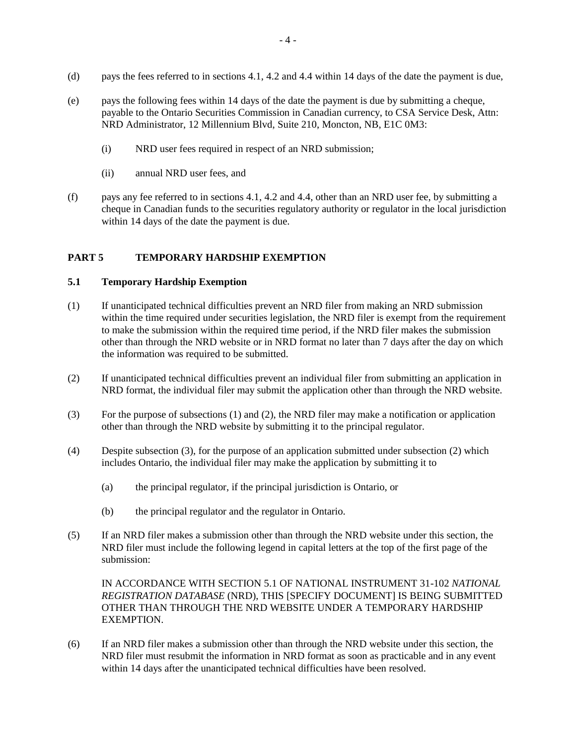(d) pays the fees referred to in sections 4.1, 4.2 and 4.4 within 14 days of the date the payment is due,

(e) pays the following fees within 14 days of the date the payment is due by submitting a cheque, payable to the Ontario Securities Commission in Canadian currency, to CSA Service Desk, Attn: NRD Administrator, 12 Millennium Blvd, Suite 210, Moncton, NB, E1C 0M3:

  (i) NRD user fees required in respect of an NRD submission;

  (ii) annual NRD user fees, and

(f) pays any fee referred to in sections 4.1, 4.2 and 4.4, other than an NRD user fee, by submitting a cheque in Canadian funds to the securities regulatory authority or regulator in the local jurisdiction within 14 days of the date the payment is due.

## PART 5 TEMPORARY HARDSHIP EXEMPTION

### 5.1 Temporary Hardship Exemption

(1) If unanticipated technical difficulties prevent an NRD filer from making an NRD submission within the time required under securities legislation, the NRD filer is exempt from the requirement to make the submission within the required time period, if the NRD filer makes the submission other than through the NRD website or in NRD format no later than 7 days after the day on which the information was required to be submitted.

(2) If unanticipated technical difficulties prevent an individual filer from submitting an application in NRD format, the individual filer may submit the application other than through the NRD website.

(3) For the purpose of subsections (1) and (2), the NRD filer may make a notification or application other than through the NRD website by submitting it to the principal regulator.

(4) Despite subsection (3), for the purpose of an application submitted under subsection (2) which includes Ontario, the individual filer may make the application by submitting it to

  (a) the principal regulator, if the principal jurisdiction is Ontario, or

  (b) the principal regulator and the regulator in Ontario.

(5) If an NRD filer makes a submission other than through the NRD website under this section, the NRD filer must include the following legend in capital letters at the top of the first page of the submission:

  IN ACCORDANCE WITH SECTION 5.1 OF NATIONAL INSTRUMENT 31-102 *NATIONAL REGISTRATION DATABASE* (NRD), THIS [SPECIFY DOCUMENT] IS BEING SUBMITTED OTHER THAN THROUGH THE NRD WEBSITE UNDER A TEMPORARY HARDSHIP EXEMPTION.

(6) If an NRD filer makes a submission other than through the NRD website under this section, the NRD filer must resubmit the information in NRD format as soon as practicable and in any event within 14 days after the unanticipated technical difficulties have been resolved.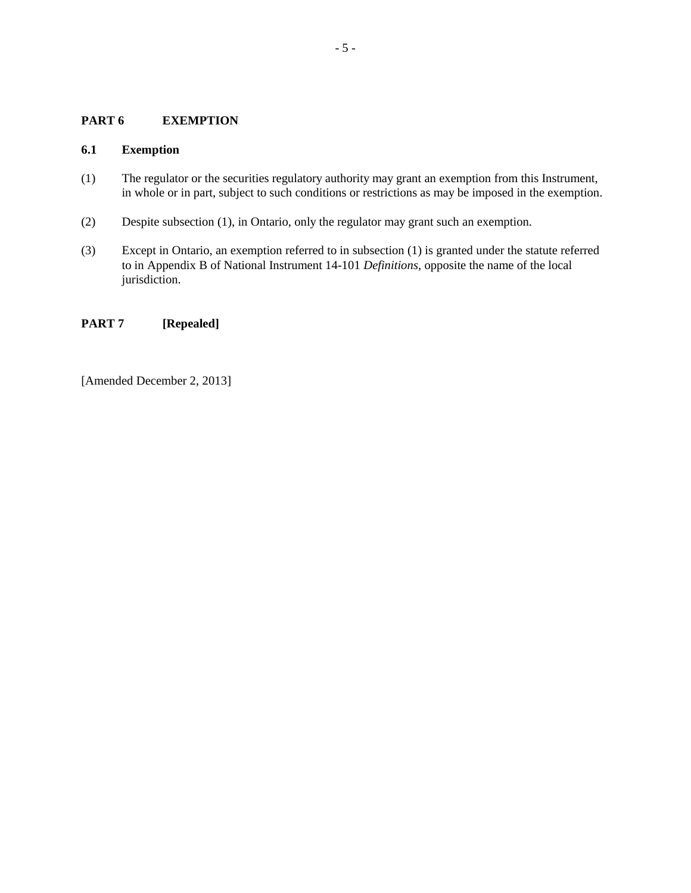## PART 6 EXEMPTION

### 6.1 Exemption

(1) The regulator or the securities regulatory authority may grant an exemption from this Instrument, in whole or in part, subject to such conditions or restrictions as may be imposed in the exemption.

(2) Despite subsection (1), in Ontario, only the regulator may grant such an exemption.

(3) Except in Ontario, an exemption referred to in subsection (1) is granted under the statute referred to in Appendix B of National Instrument 14-101 *Definitions*, opposite the name of the local jurisdiction.

## PART 7 [Repealed]

[Amended December 2, 2013]